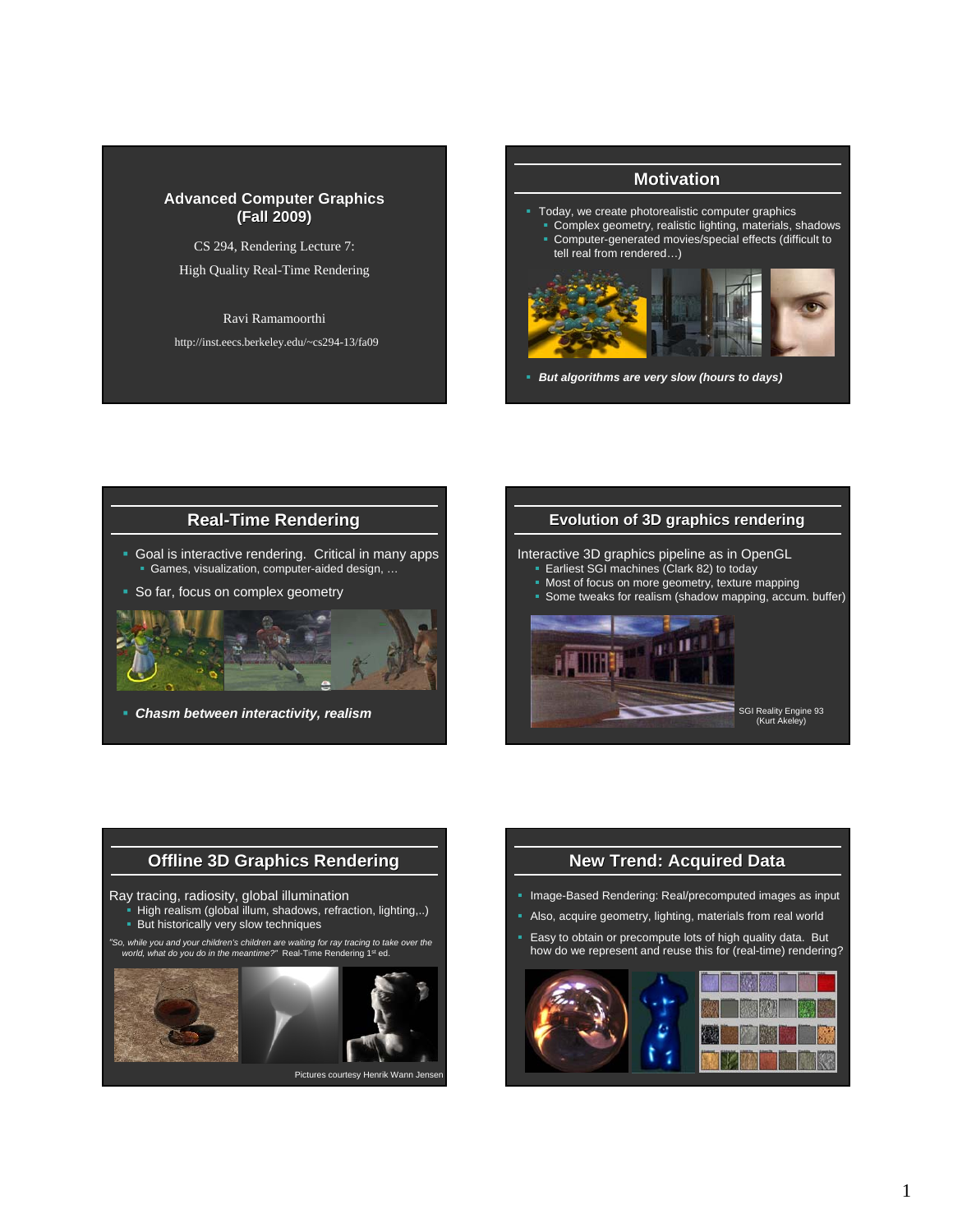# Advanced Computer Graphics (Fall 2009)

CS 294, Rendering Lecture 7:

High Quality Real-Time Rendering

Ravi Ramamoorthi

http://inst.eecs.berkeley.edu/~cs294-13/fa09

## Motivation

- Today, we create photorealistic computer graphics
  - Complex geometry, realistic lighting, materials, shadows
  - Computer-generated movies/special effects (difficult to tell real from rendered…)
- ***But algorithms are very slow (hours to days)***

## Real-Time Rendering

- Goal is interactive rendering. Critical in many apps
  - Games, visualization, computer-aided design, …
- So far, focus on complex geometry
- ***Chasm between interactivity, realism***

## Evolution of 3D graphics rendering

Interactive 3D graphics pipeline as in OpenGL

- Earliest SGI machines (Clark 82) to today
- Most of focus on more geometry, texture mapping
- Some tweaks for realism (shadow mapping, accum. buffer)

SGI Reality Engine 93 (Kurt Akeley)

## Offline 3D Graphics Rendering

Ray tracing, radiosity, global illumination

- High realism (global illum, shadows, refraction, lighting,..)
- But historically very slow techniques

*"So, while you and your children's children are waiting for ray tracing to take over the world, what do you do in the meantime?"* Real-Time Rendering 1st ed.

Pictures courtesy Henrik Wann Jensen

## New Trend: Acquired Data

- Image-Based Rendering: Real/precomputed images as input
- Also, acquire geometry, lighting, materials from real world
- Easy to obtain or precompute lots of high quality data. But how do we represent and reuse this for (real-time) rendering?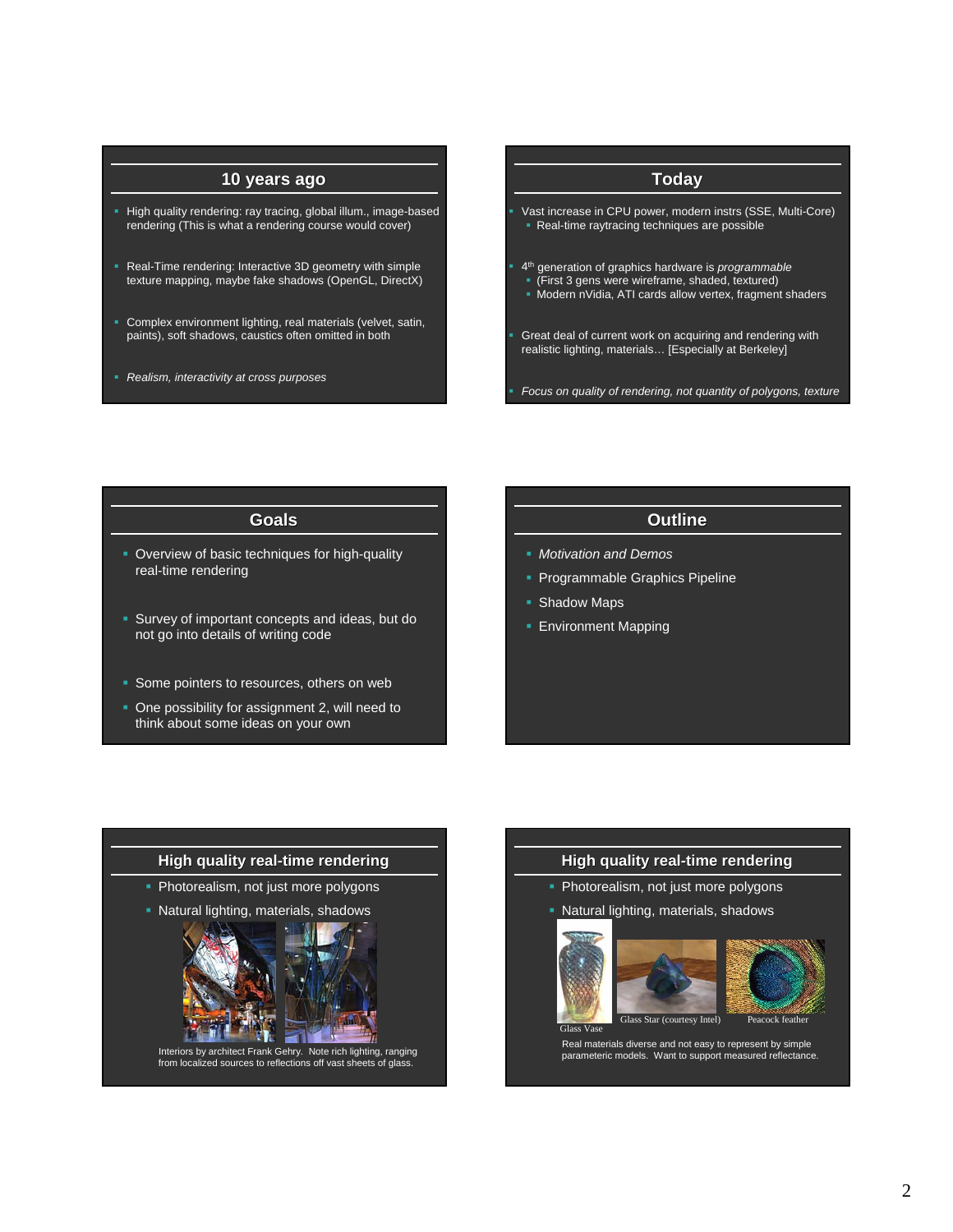## 10 years ago

- High quality rendering: ray tracing, global illum., image-based rendering (This is what a rendering course would cover)
- Real-Time rendering: Interactive 3D geometry with simple texture mapping, maybe fake shadows (OpenGL, DirectX)
- Complex environment lighting, real materials (velvet, satin, paints), soft shadows, caustics often omitted in both
- *Realism, interactivity at cross purposes*

## Today

- Vast increase in CPU power, modern instrs (SSE, Multi-Core)
  - Real-time raytracing techniques are possible
- 4th generation of graphics hardware is *programmable*
  - (First 3 gens were wireframe, shaded, textured)
  - Modern nVidia, ATI cards allow vertex, fragment shaders
- Great deal of current work on acquiring and rendering with realistic lighting, materials… [Especially at Berkeley]
- *Focus on quality of rendering, not quantity of polygons, texture*

## Goals

- Overview of basic techniques for high-quality real-time rendering
- Survey of important concepts and ideas, but do not go into details of writing code
- Some pointers to resources, others on web
- One possibility for assignment 2, will need to think about some ideas on your own

## Outline

- *Motivation and Demos*
- Programmable Graphics Pipeline
- Shadow Maps
- Environment Mapping

## High quality real-time rendering

- Photorealism, not just more polygons
- Natural lighting, materials, shadows

Interiors by architect Frank Gehry. Note rich lighting, ranging from localized sources to reflections off vast sheets of glass.

## High quality real-time rendering

- Photorealism, not just more polygons
- Natural lighting, materials, shadows

Glass Vase — Glass Star (courtesy Intel) — Peacock feather

Real materials diverse and not easy to represent by simple parameteric models. Want to support measured reflectance.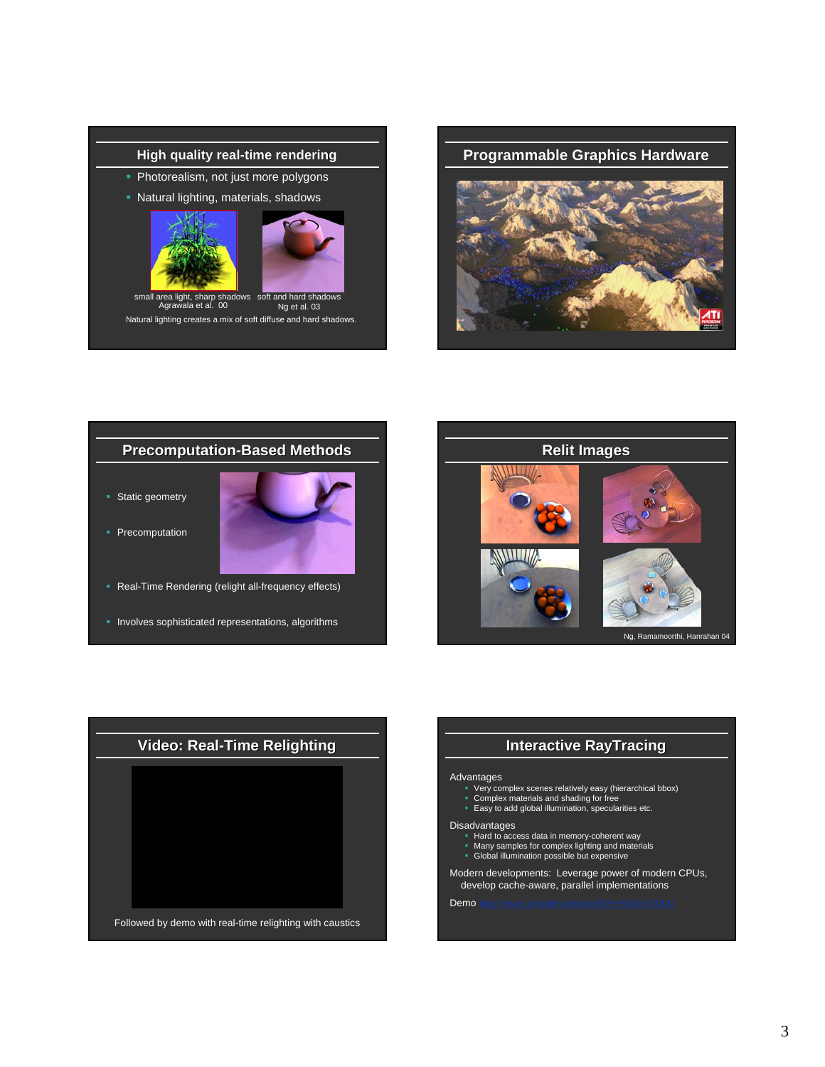## High quality real-time rendering

- Photorealism, not just more polygons
- Natural lighting, materials, shadows

small area light, sharp shadows
Agrawala et al. 00

soft and hard shadows
Ng et al. 03

Natural lighting creates a mix of soft diffuse and hard shadows.

## Programmable Graphics Hardware

## Precomputation-Based Methods

- Static geometry
- Precomputation
- Real-Time Rendering (relight all-frequency effects)
- Involves sophisticated representations, algorithms

## Relit Images

Ng, Ramamoorthi, Hanrahan 04

## Video: Real-Time Relighting

Followed by demo with real-time relighting with caustics

## Interactive RayTracing

Advantages

- Very complex scenes relatively easy (hierarchical bbox)
- Complex materials and shading for free
- Easy to add global illumination, specularities etc.

Disadvantages

- Hard to access data in memory-coherent way
- Many samples for complex lighting and materials
- Global illumination possible but expensive

Modern developments: Leverage power of modern CPUs, develop cache-aware, parallel implementations

Demo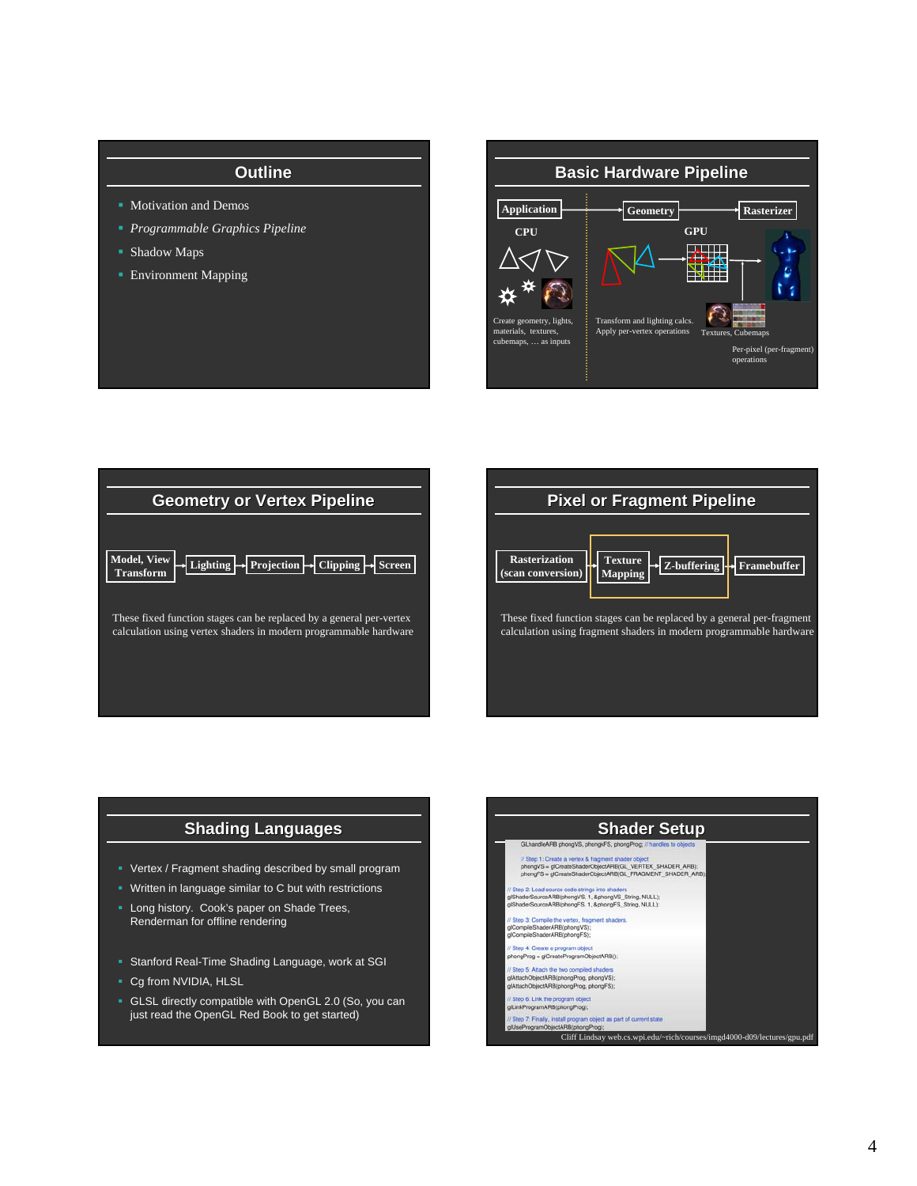## Outline

- Motivation and Demos
- *Programmable Graphics Pipeline*
- Shadow Maps
- Environment Mapping

## Basic Hardware Pipeline

**Application** → **Geometry** → **Rasterizer**

CPU | GPU

Create geometry, lights, materials, textures, cubemaps, … as inputs

Transform and lighting calcs. Apply per-vertex operations

Textures, Cubemaps

Per-pixel (per-fragment) operations

## Geometry or Vertex Pipeline

**Model, View Transform** → **Lighting** → **Projection** → **Clipping** → **Screen**

These fixed function stages can be replaced by a general per-vertex calculation using vertex shaders in modern programmable hardware

## Pixel or Fragment Pipeline

**Rasterization (scan conversion)** → **Texture Mapping** → **Z-buffering** → **Framebuffer**

These fixed function stages can be replaced by a general per-fragment calculation using fragment shaders in modern programmable hardware

## Shading Languages

- Vertex / Fragment shading described by small program
- Written in language similar to C but with restrictions
- Long history. Cook's paper on Shade Trees, Renderman for offline rendering
- Stanford Real-Time Shading Language, work at SGI
- Cg from NVIDIA, HLSL
- GLSL directly compatible with OpenGL 2.0 (So, you can just read the OpenGL Red Book to get started)

## Shader Setup

```
GLhandleARB phongVS, phongFS, phongProg; // handles to objects

// Step 1: Create a vertex & fragment shader object
phongVS = glCreateShaderObjectARB(GL_VERTEX_SHADER_ARB);
phongFS = glCreateShaderObjectARB(GL_FRAGMENT_SHADER_ARB);

// Step 2: Load source code strings into shaders
glShaderSourceARB(phongVS, 1, &phongVS_String, NULL);
glShaderSourceARB(phongFS, 1, &phongFS_String, NULL);

// Step 3: Compile the vertex, fragment shaders.
glCompileShaderARB(phongVS);
glCompileShaderARB(phongFS);

// Step 4: Create a program object
phongProg = glCreateProgramObjectARB();

// Step 5: Attach the two compiled shaders
glAttachObjectARB(phongProg, phongVS);
glAttachObjectARB(phongProg, phongFS);

// Step 6: Link the program object
glLinkProgramARB(phongProg);

// Step 7: Finally, install program object as part of current state
glUseProgramObjectARB(phongProg);
```

Cliff Lindsay web.cs.wpi.edu/~rich/courses/imgd4000-d09/lectures/gpu.pdf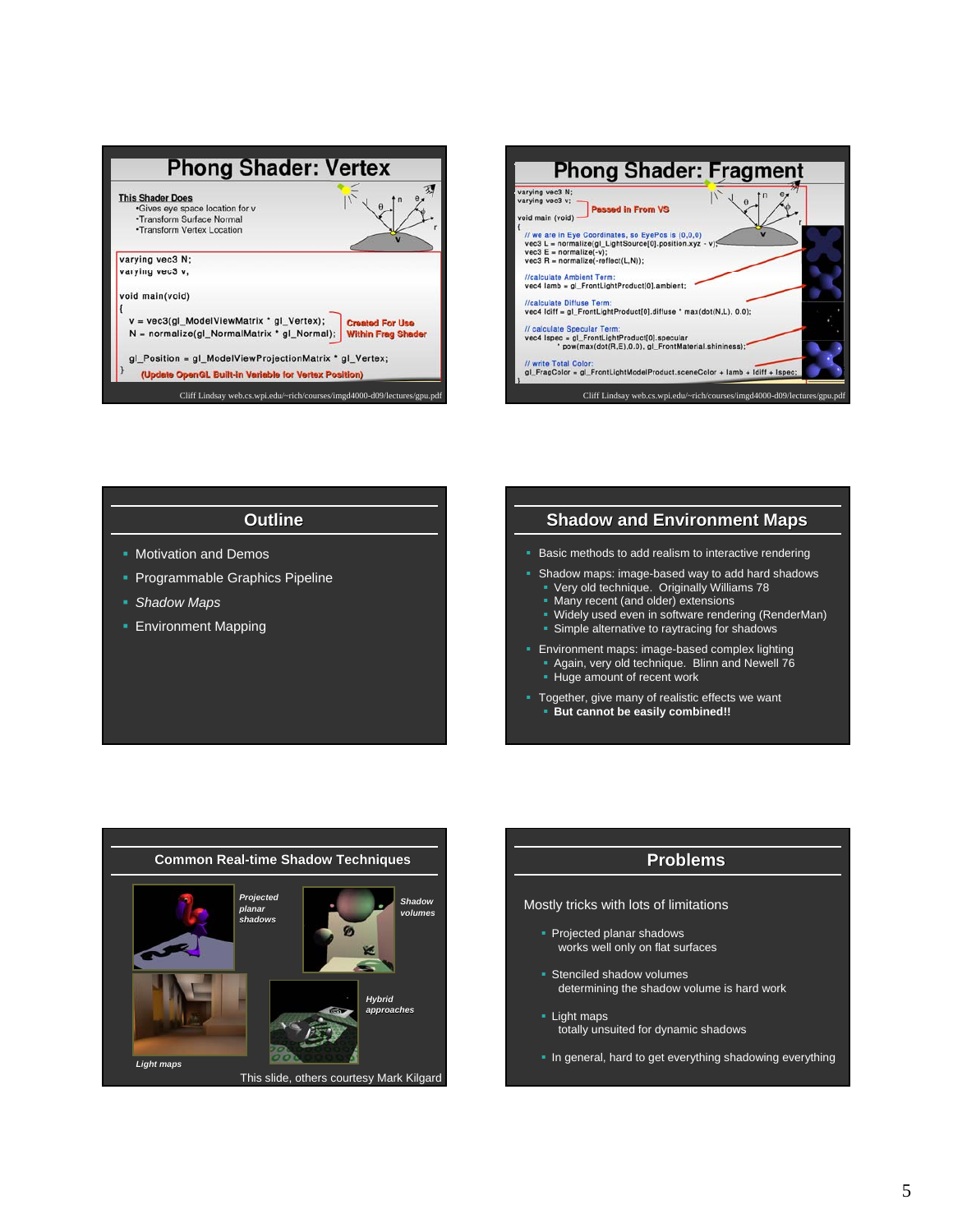## Phong Shader: Vertex

**This Shader Does**
- Gives eye space location for v
- Transform Surface Normal
- Transform Vertex Location

```
varying vec3 N;
varying vec3 v;

void main(void)
{
   v = vec3(gl_ModelViewMatrix * gl_Vertex);
   N = normalize(gl_NormalMatrix * gl_Normal);

   gl_Position = gl_ModelViewProjectionMatrix * gl_Vertex;
}
```

Created For Use Within Frag Shader

(Update OpenGL Built-in Variable for Vertex Position)

Cliff Lindsay web.cs.wpi.edu/~rich/courses/imgd4000-d09/lectures/gpu.pdf

## Phong Shader: Fragment

```
varying vec3 N;
varying vec3 v;

void main (void)
{
   // we are in Eye Coordinates, so EyePos is (0,0,0)
   vec3 L = normalize(gl_LightSource[0].position.xyz - v);
   vec3 E = normalize(-v);
   vec3 R = normalize(-reflect(L,N));

   //calculate Ambient Term:
   vec4 Iamb = gl_FrontLightProduct[0].ambient;

   //calculate Diffuse Term:
   vec4 Idiff = gl_FrontLightProduct[0].diffuse * max(dot(N,L), 0.0);

   // calculate Specular Term:
   vec4 Ispec = gl_FrontLightProduct[0].specular
                * pow(max(dot(R,E),0.0), gl_FrontMaterial.shininess);

   // write Total Color:
   gl_FragColor = gl_FrontLightModelProduct.sceneColor + Iamb + Idiff + Ispec;
}
```

Passed in From VS

Cliff Lindsay web.cs.wpi.edu/~rich/courses/imgd4000-d09/lectures/gpu.pdf

## Outline

- Motivation and Demos
- Programmable Graphics Pipeline
- *Shadow Maps*
- Environment Mapping

## Shadow and Environment Maps

- Basic methods to add realism to interactive rendering
- Shadow maps: image-based way to add hard shadows
  - Very old technique. Originally Williams 78
  - Many recent (and older) extensions
  - Widely used even in software rendering (RenderMan)
  - Simple alternative to raytracing for shadows
- Environment maps: image-based complex lighting
  - Again, very old technique. Blinn and Newell 76
  - Huge amount of recent work
- Together, give many of realistic effects we want
  - **But cannot be easily combined!!**

## Common Real-time Shadow Techniques

*Projected planar shadows*

*Shadow volumes*

*Light maps*

*Hybrid approaches*

This slide, others courtesy Mark Kilgard

## Problems

Mostly tricks with lots of limitations

- Projected planar shadows
  works well only on flat surfaces
- Stenciled shadow volumes
  determining the shadow volume is hard work
- Light maps
  totally unsuited for dynamic shadows
- In general, hard to get everything shadowing everything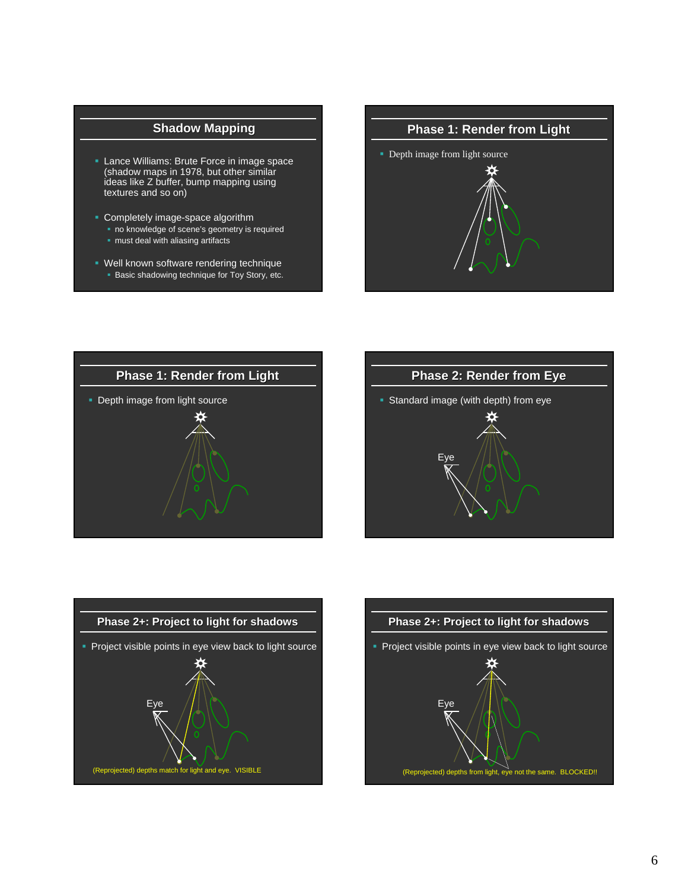## Shadow Mapping

- Lance Williams: Brute Force in image space (shadow maps in 1978, but other similar ideas like Z buffer, bump mapping using textures and so on)
- Completely image-space algorithm
  - no knowledge of scene's geometry is required
  - must deal with aliasing artifacts
- Well known software rendering technique
  - Basic shadowing technique for Toy Story, etc.

## Phase 1: Render from Light

- Depth image from light source

## Phase 1: Render from Light

- Depth image from light source

## Phase 2: Render from Eye

- Standard image (with depth) from eye

Eye

## Phase 2+: Project to light for shadows

- Project visible points in eye view back to light source

Eye

(Reprojected) depths match for light and eye. VISIBLE

## Phase 2+: Project to light for shadows

- Project visible points in eye view back to light source

Eye

(Reprojected) depths from light, eye not the same. BLOCKED!!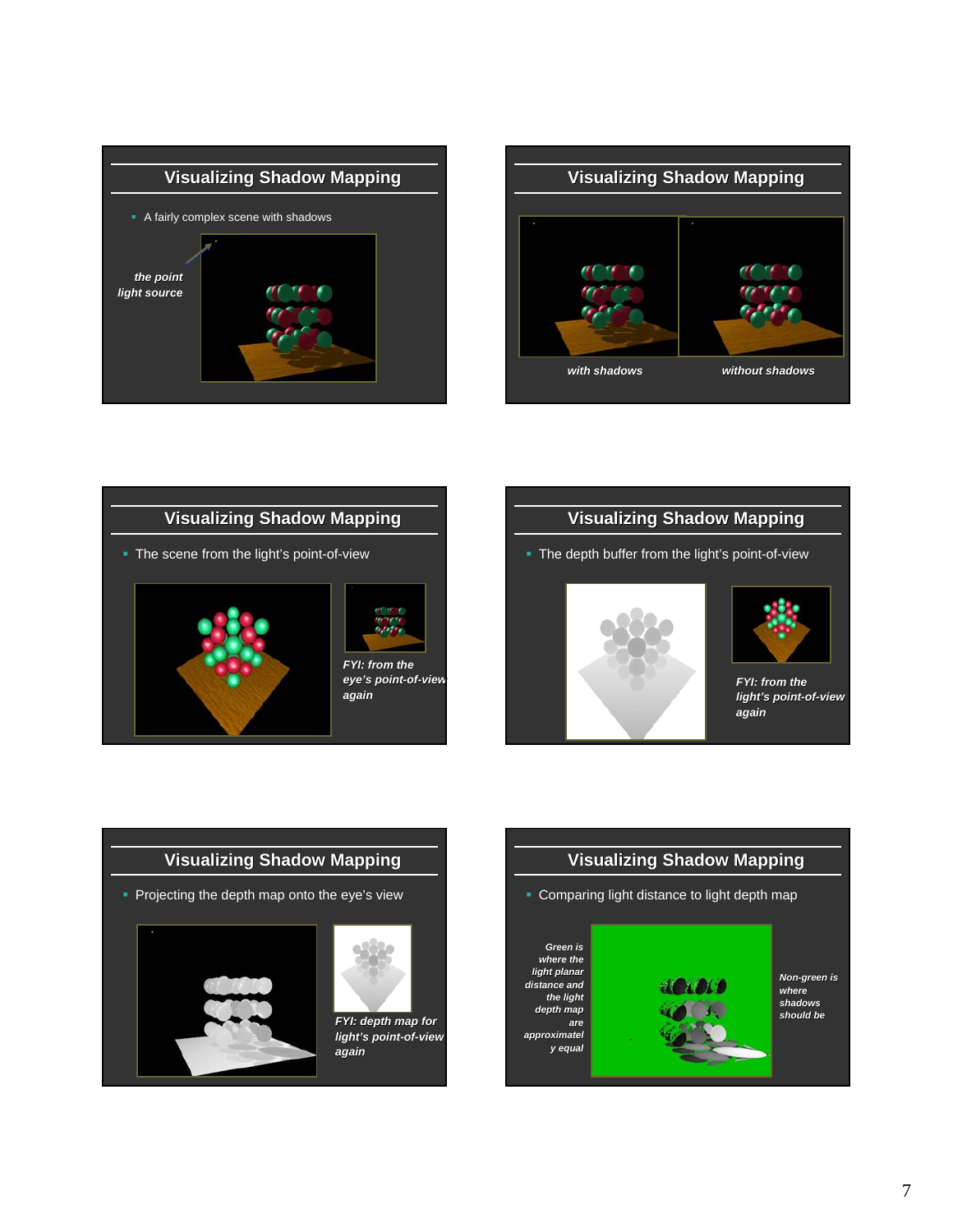## Visualizing Shadow Mapping

- A fairly complex scene with shadows

*the point light source*

## Visualizing Shadow Mapping

*with shadows*

*without shadows*

## Visualizing Shadow Mapping

- The scene from the light's point-of-view

*FYI: from the eye's point-of-view again*

## Visualizing Shadow Mapping

- The depth buffer from the light's point-of-view

*FYI: from the light's point-of-view again*

## Visualizing Shadow Mapping

- Projecting the depth map onto the eye's view

*FYI: depth map for light's point-of-view again*

## Visualizing Shadow Mapping

- Comparing light distance to light depth map

*Green is where the light planar distance and the light depth map are approximately equal*

*Non-green is where shadows should be*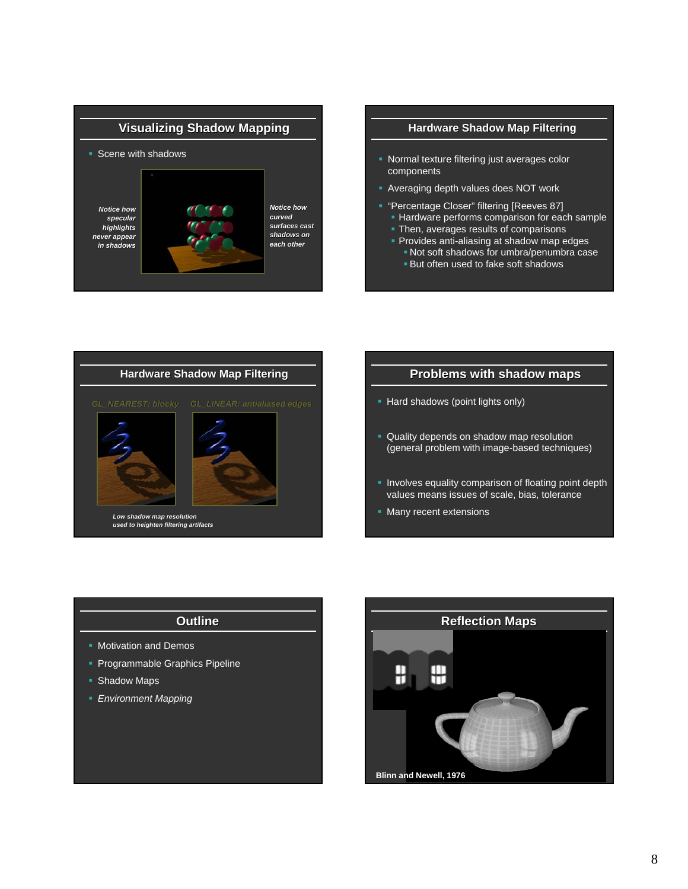## Visualizing Shadow Mapping

- Scene with shadows

*Notice how specular highlights never appear in shadows*

*Notice how curved surfaces cast shadows on each other*

## Hardware Shadow Map Filtering

- Normal texture filtering just averages color components
- Averaging depth values does NOT work
- "Percentage Closer" filtering [Reeves 87]
  - Hardware performs comparison for each sample
  - Then, averages results of comparisons
  - Provides anti-aliasing at shadow map edges
    - Not soft shadows for umbra/penumbra case
    - But often used to fake soft shadows

## Hardware Shadow Map Filtering

*GL_NEAREST: blocky*

*GL_LINEAR: antialiased edges*

*Low shadow map resolution used to heighten filtering artifacts*

## Problems with shadow maps

- Hard shadows (point lights only)
- Quality depends on shadow map resolution (general problem with image-based techniques)
- Involves equality comparison of floating point depth values means issues of scale, bias, tolerance
- Many recent extensions

## Outline

- Motivation and Demos
- Programmable Graphics Pipeline
- Shadow Maps
- *Environment Mapping*

## Reflection Maps

**Blinn and Newell, 1976**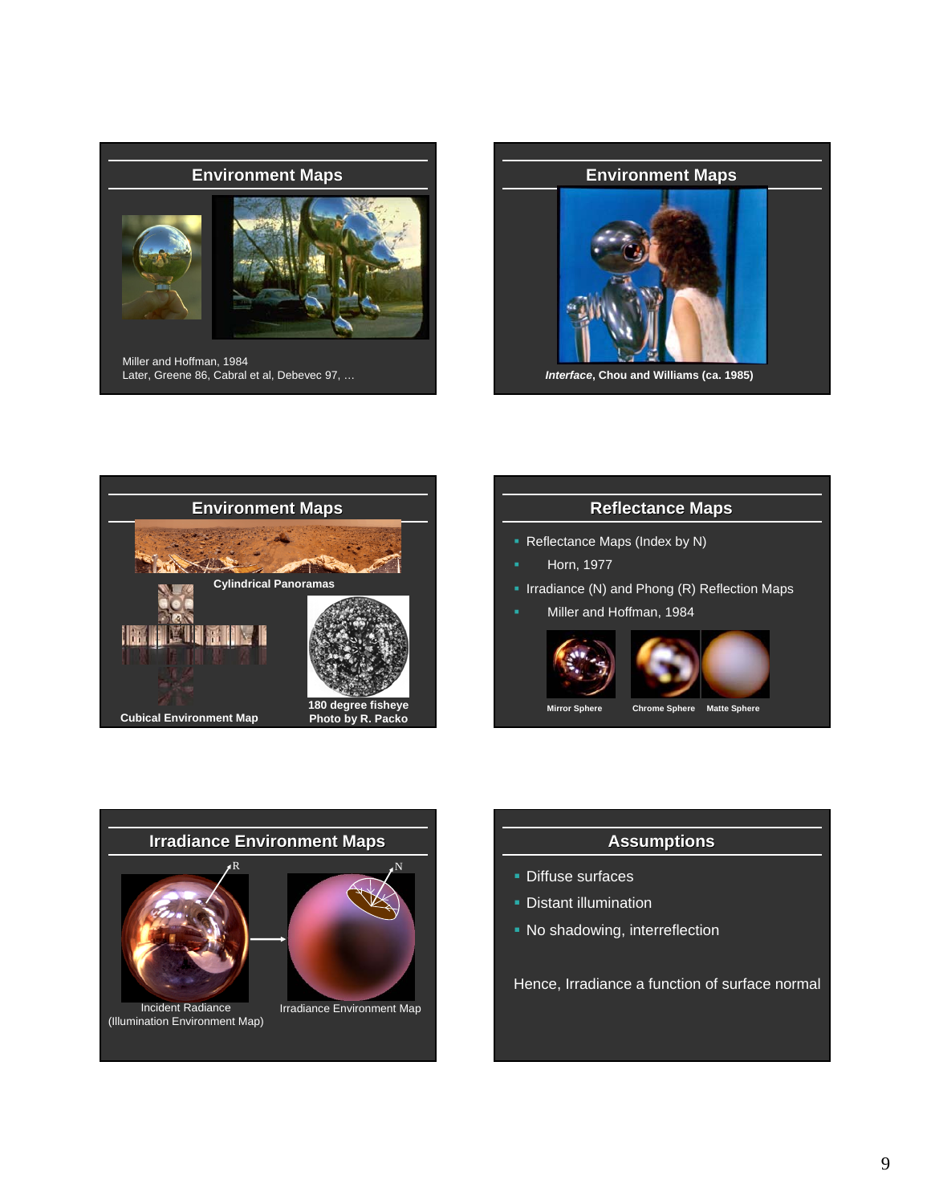## Environment Maps

Miller and Hoffman, 1984
Later, Greene 86, Cabral et al, Debevec 97, …

## Environment Maps

***Interface*, Chou and Williams (ca. 1985)**

## Environment Maps

**Cylindrical Panoramas**

**Cubical Environment Map**

**180 degree fisheye**
**Photo by R. Packo**

## Reflectance Maps

- Reflectance Maps (Index by N)
  - Horn, 1977
- Irradiance (N) and Phong (R) Reflection Maps
  - Miller and Hoffman, 1984

**Mirror Sphere** **Chrome Sphere** **Matte Sphere**

## Irradiance Environment Maps

R

N

Incident Radiance
(Illumination Environment Map)

Irradiance Environment Map

## Assumptions

- Diffuse surfaces
- Distant illumination
- No shadowing, interreflection

Hence, Irradiance a function of surface normal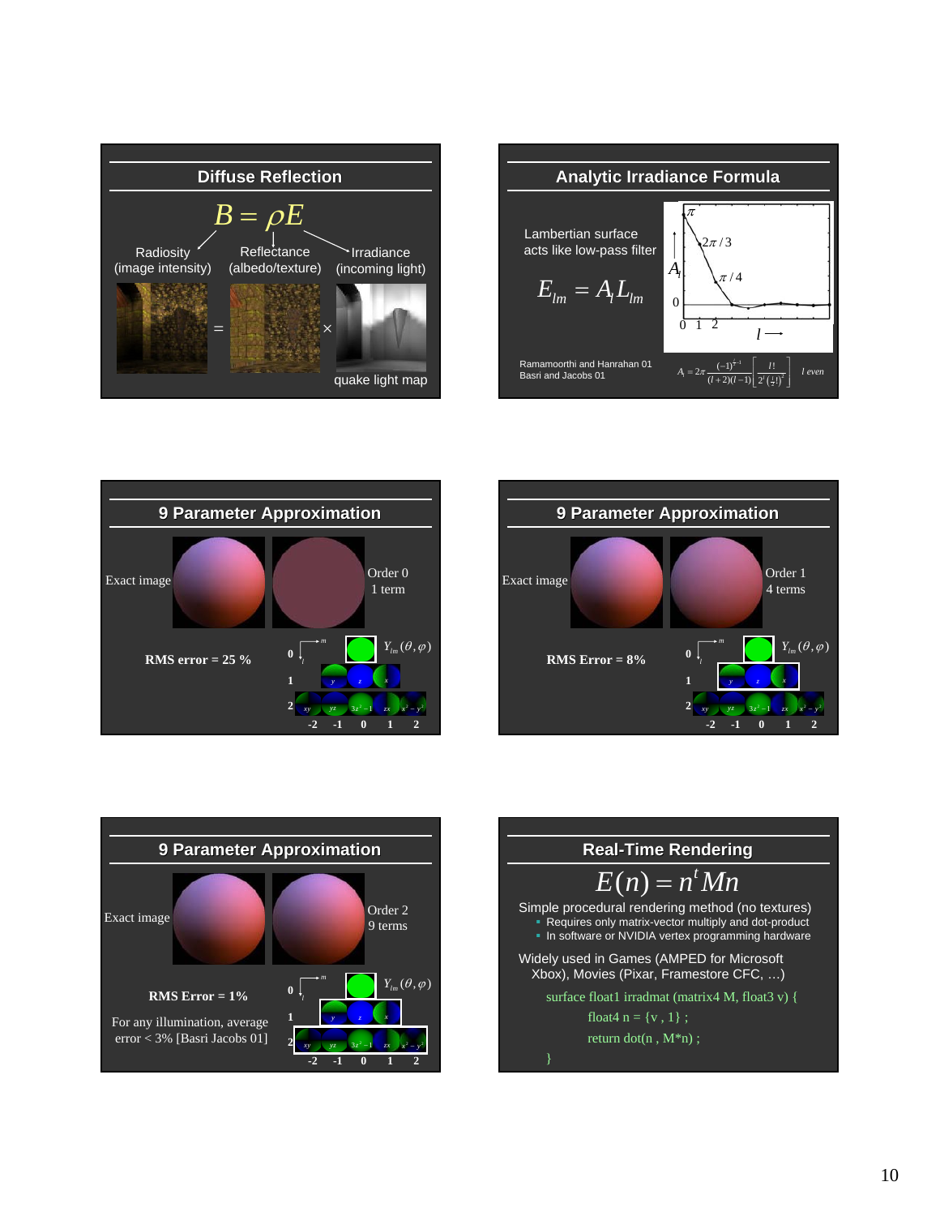## Diffuse Reflection

$$B = \rho E$$

Radiosity (image intensity) — Reflectance (albedo/texture) — Irradiance (incoming light)

= ×

quake light map

## Analytic Irradiance Formula

Lambertian surface acts like low-pass filter

$$E_{lm} = A_l L_{lm}$$

$\pi$, $2\pi/3$, $\pi/4$, $A_l$, 0, 0 1 2, $l \longrightarrow$

Ramamoorthi and Hanrahan 01
Basri and Jacobs 01

$$A_l = 2\pi \frac{(-1)^{\frac{l}{2}-1}}{(l+2)(l-1)} \left[ \frac{l!}{2^l \left(\frac{l}{2}!\right)^2} \right] \quad l \text{ even}$$

## 9 Parameter Approximation

Exact image

Order 0
1 term

RMS error = 25 %

$Y_{lm}(\theta, \varphi)$

0, 1, 2; $y$, $z$, $x$; $xy$, $yz$, $3z^2-1$, $zx$, $x^2-y^2$; -2 -1 0 1 2

## 9 Parameter Approximation

Exact image

Order 1
4 terms

RMS Error = 8%

$Y_{lm}(\theta, \varphi)$

0, 1, 2; $y$, $z$, $x$; $xy$, $yz$, $3z^2-1$, $zx$, $x^2-y^2$; -2 -1 0 1 2

## 9 Parameter Approximation

Exact image

Order 2
9 terms

RMS Error = 1%

For any illumination, average error < 3% [Basri Jacobs 01]

$Y_{lm}(\theta, \varphi)$

0, 1, 2; $y$, $z$, $x$; $xy$, $yz$, $3z^2-1$, $zx$, $x^2-y^2$; -2 -1 0 1 2

## Real-Time Rendering

$$E(n) = n^t M n$$

Simple procedural rendering method (no textures)
- Requires only matrix-vector multiply and dot-product
- In software or NVIDIA vertex programming hardware

Widely used in Games (AMPED for Microsoft Xbox), Movies (Pixar, Framestore CFC, …)

```
surface float1 irradmat (matrix4 M, float3 v) {
    float4 n = {v , 1} ;
    return dot(n , M*n) ;
}
```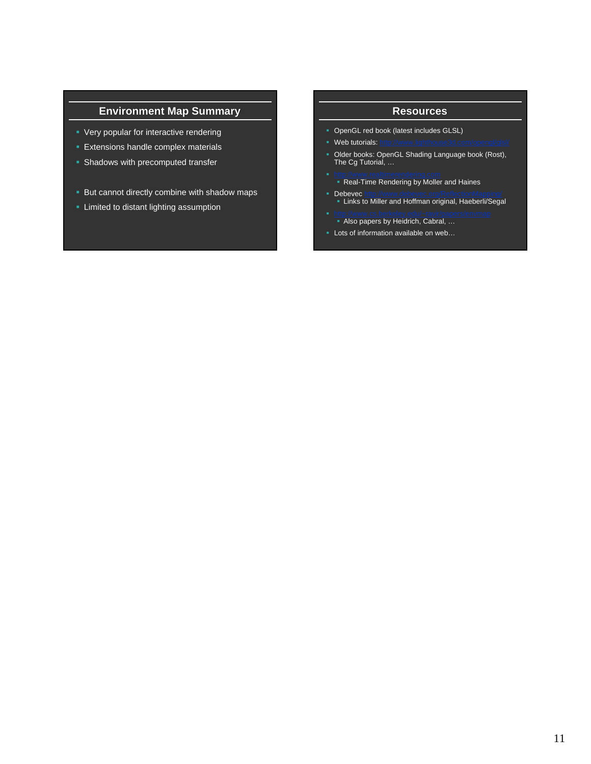## Environment Map Summary

- Very popular for interactive rendering
- Extensions handle complex materials
- Shadows with precomputed transfer

- But cannot directly combine with shadow maps
- Limited to distant lighting assumption

## Resources

- OpenGL red book (latest includes GLSL)
- Web tutorials: http://www.lighthouse3d.com/opengl/glsl/
- Older books: OpenGL Shading Language book (Rost), The Cg Tutorial, …
- http://www.realtimerendering.com
  - Real-Time Rendering by Moller and Haines
- Debevec http://www.debevec.org/ReflectionMapping/
  - Links to Miller and Hoffman original, Haeberli/Segal
- http://www.cs.berkeley.edu/~ravir/papers/envmap/
  - Also papers by Heidrich, Cabral, …
- Lots of information available on web…